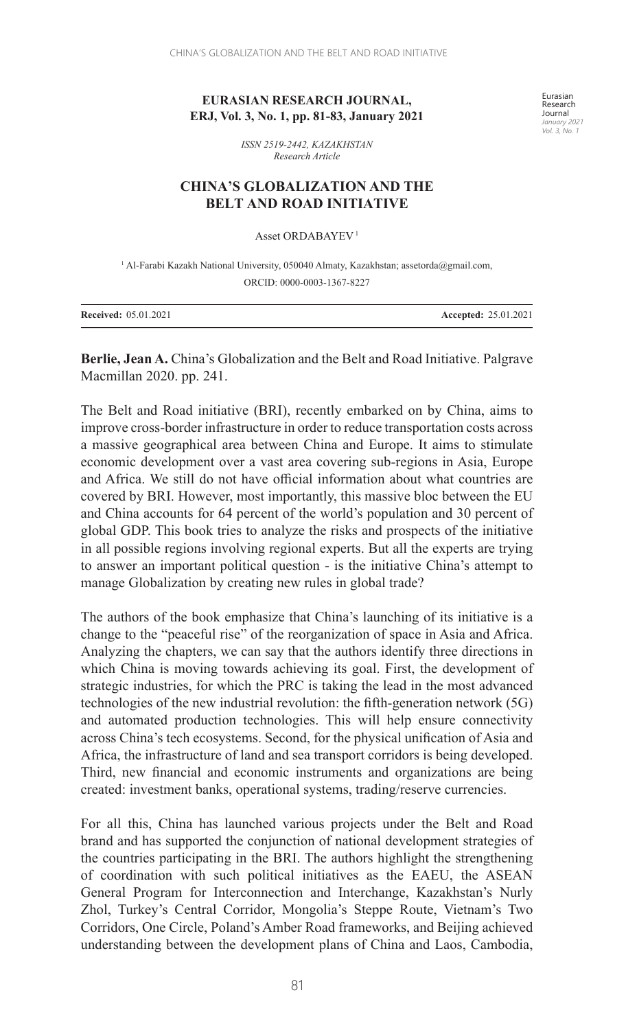**EURASIAN RESEARCH JOURNAL, ERJ, Vol. 3, No. 1, pp. 81-83, January 2021**

*ISSN 2519-2442, KAZAKHSTAN*
*Research Article*

# CHINA'S GLOBALIZATION AND THE BELT AND ROAD INITIATIVE

Asset ORDABAYEV [1]

[1] Al-Farabi Kazakh National University, 050040 Almaty, Kazakhstan; assetorda@gmail.com, ORCID: 0000-0003-1367-8227

**Received:** 05.01.2021 **Accepted:** 25.01.2021

**Berlie, Jean A.** China's Globalization and the Belt and Road Initiative. Palgrave Macmillan 2020. pp. 241.

The Belt and Road initiative (BRI), recently embarked on by China, aims to improve cross-border infrastructure in order to reduce transportation costs across a massive geographical area between China and Europe. It aims to stimulate economic development over a vast area covering sub-regions in Asia, Europe and Africa. We still do not have official information about what countries are covered by BRI. However, most importantly, this massive bloc between the EU and China accounts for 64 percent of the world's population and 30 percent of global GDP. This book tries to analyze the risks and prospects of the initiative in all possible regions involving regional experts. But all the experts are trying to answer an important political question - is the initiative China's attempt to manage Globalization by creating new rules in global trade?

The authors of the book emphasize that China's launching of its initiative is a change to the "peaceful rise" of the reorganization of space in Asia and Africa. Analyzing the chapters, we can say that the authors identify three directions in which China is moving towards achieving its goal. First, the development of strategic industries, for which the PRC is taking the lead in the most advanced technologies of the new industrial revolution: the fifth-generation network (5G) and automated production technologies. This will help ensure connectivity across China's tech ecosystems. Second, for the physical unification of Asia and Africa, the infrastructure of land and sea transport corridors is being developed. Third, new financial and economic instruments and organizations are being created: investment banks, operational systems, trading/reserve currencies.

For all this, China has launched various projects under the Belt and Road brand and has supported the conjunction of national development strategies of the countries participating in the BRI. The authors highlight the strengthening of coordination with such political initiatives as the EAEU, the ASEAN General Program for Interconnection and Interchange, Kazakhstan's Nurly Zhol, Turkey's Central Corridor, Mongolia's Steppe Route, Vietnam's Two Corridors, One Circle, Poland's Amber Road frameworks, and Beijing achieved understanding between the development plans of China and Laos, Cambodia,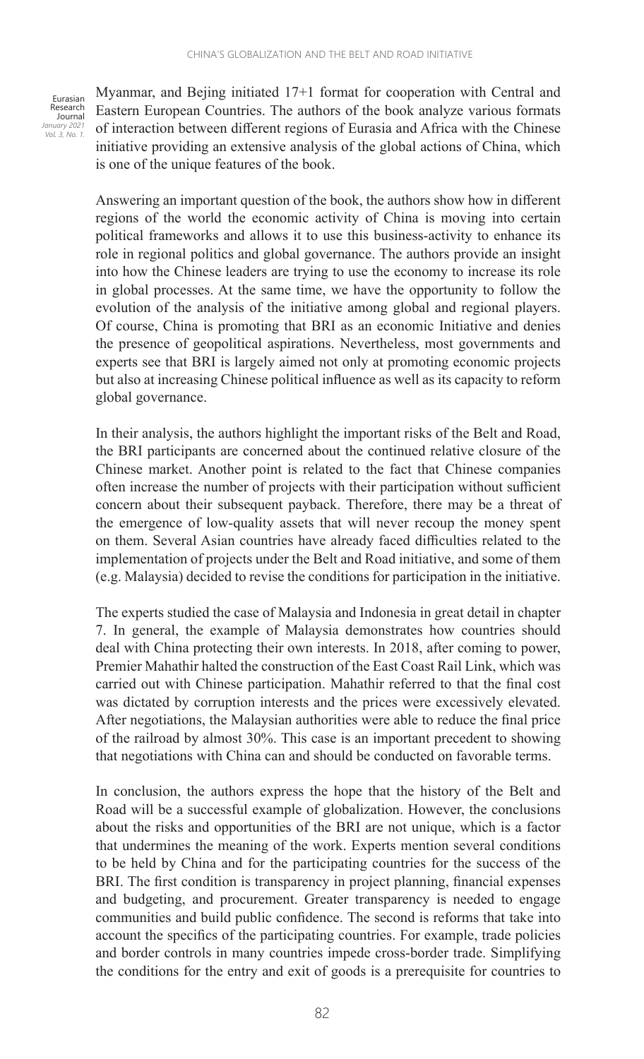Myanmar, and Bejing initiated 17+1 format for cooperation with Central and Eastern European Countries. The authors of the book analyze various formats of interaction between different regions of Eurasia and Africa with the Chinese initiative providing an extensive analysis of the global actions of China, which is one of the unique features of the book.

Answering an important question of the book, the authors show how in different regions of the world the economic activity of China is moving into certain political frameworks and allows it to use this business-activity to enhance its role in regional politics and global governance. The authors provide an insight into how the Chinese leaders are trying to use the economy to increase its role in global processes. At the same time, we have the opportunity to follow the evolution of the analysis of the initiative among global and regional players. Of course, China is promoting that BRI as an economic Initiative and denies the presence of geopolitical aspirations. Nevertheless, most governments and experts see that BRI is largely aimed not only at promoting economic projects but also at increasing Chinese political influence as well as its capacity to reform global governance.

In their analysis, the authors highlight the important risks of the Belt and Road, the BRI participants are concerned about the continued relative closure of the Chinese market. Another point is related to the fact that Chinese companies often increase the number of projects with their participation without sufficient concern about their subsequent payback. Therefore, there may be a threat of the emergence of low-quality assets that will never recoup the money spent on them. Several Asian countries have already faced difficulties related to the implementation of projects under the Belt and Road initiative, and some of them (e.g. Malaysia) decided to revise the conditions for participation in the initiative.

The experts studied the case of Malaysia and Indonesia in great detail in chapter 7. In general, the example of Malaysia demonstrates how countries should deal with China protecting their own interests. In 2018, after coming to power, Premier Mahathir halted the construction of the East Coast Rail Link, which was carried out with Chinese participation. Mahathir referred to that the final cost was dictated by corruption interests and the prices were excessively elevated. After negotiations, the Malaysian authorities were able to reduce the final price of the railroad by almost 30%. This case is an important precedent to showing that negotiations with China can and should be conducted on favorable terms.

In conclusion, the authors express the hope that the history of the Belt and Road will be a successful example of globalization. However, the conclusions about the risks and opportunities of the BRI are not unique, which is a factor that undermines the meaning of the work. Experts mention several conditions to be held by China and for the participating countries for the success of the BRI. The first condition is transparency in project planning, financial expenses and budgeting, and procurement. Greater transparency is needed to engage communities and build public confidence. The second is reforms that take into account the specifics of the participating countries. For example, trade policies and border controls in many countries impede cross-border trade. Simplifying the conditions for the entry and exit of goods is a prerequisite for countries to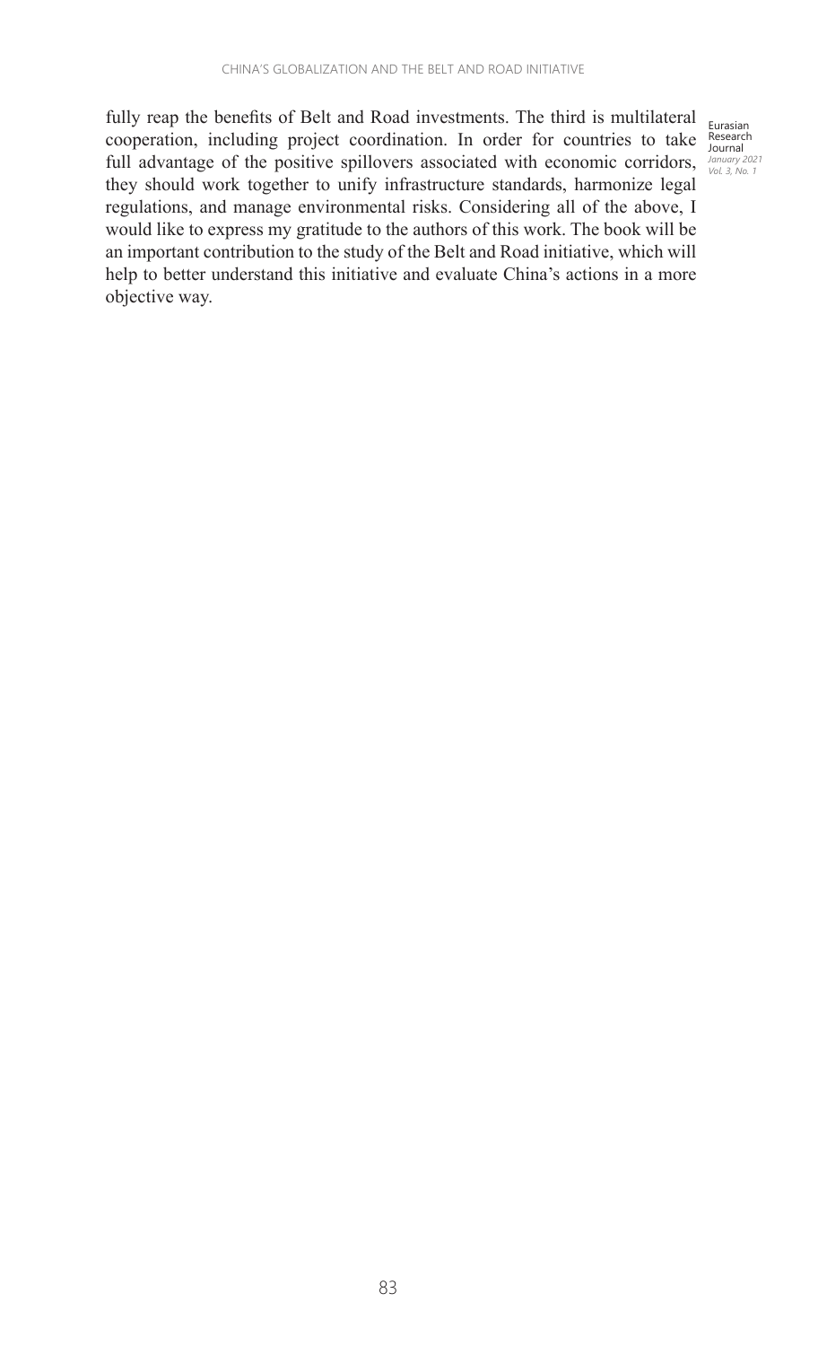fully reap the benefits of Belt and Road investments. The third is multilateral cooperation, including project coordination. In order for countries to take full advantage of the positive spillovers associated with economic corridors, they should work together to unify infrastructure standards, harmonize legal regulations, and manage environmental risks. Considering all of the above, I would like to express my gratitude to the authors of this work. The book will be an important contribution to the study of the Belt and Road initiative, which will help to better understand this initiative and evaluate China's actions in a more objective way.